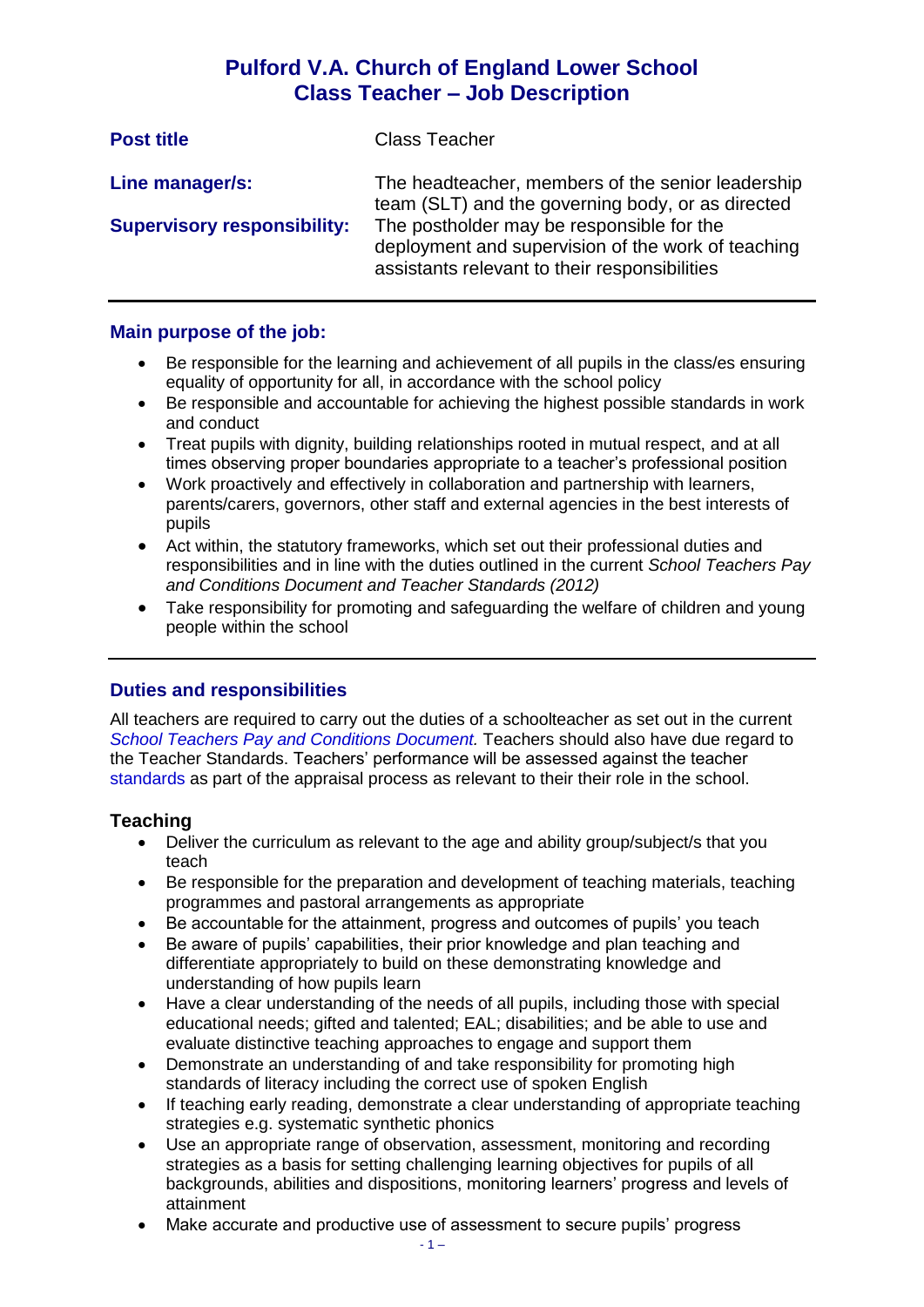# Pulford V.A. Church of England Lower School
# Class Teacher – Job Description

| | |
|---|---|
| **Post title** | Class Teacher |
| **Line manager/s:** | The headteacher, members of the senior leadership team (SLT) and the governing body, or as directed |
| **Supervisory responsibility:** | The postholder may be responsible for the deployment and supervision of the work of teaching assistants relevant to their responsibilities |

## Main purpose of the job:

- Be responsible for the learning and achievement of all pupils in the class/es ensuring equality of opportunity for all, in accordance with the school policy
- Be responsible and accountable for achieving the highest possible standards in work and conduct
- Treat pupils with dignity, building relationships rooted in mutual respect, and at all times observing proper boundaries appropriate to a teacher's professional position
- Work proactively and effectively in collaboration and partnership with learners, parents/carers, governors, other staff and external agencies in the best interests of pupils
- Act within, the statutory frameworks, which set out their professional duties and responsibilities and in line with the duties outlined in the current *School Teachers Pay and Conditions Document and Teacher Standards (2012)*
- Take responsibility for promoting and safeguarding the welfare of children and young people within the school

## Duties and responsibilities

All teachers are required to carry out the duties of a schoolteacher as set out in the current *School Teachers Pay and Conditions Document.* Teachers should also have due regard to the Teacher Standards. Teachers' performance will be assessed against the teacher standards as part of the appraisal process as relevant to their their role in the school.

### Teaching

- Deliver the curriculum as relevant to the age and ability group/subject/s that you teach
- Be responsible for the preparation and development of teaching materials, teaching programmes and pastoral arrangements as appropriate
- Be accountable for the attainment, progress and outcomes of pupils' you teach
- Be aware of pupils' capabilities, their prior knowledge and plan teaching and differentiate appropriately to build on these demonstrating knowledge and understanding of how pupils learn
- Have a clear understanding of the needs of all pupils, including those with special educational needs; gifted and talented; EAL; disabilities; and be able to use and evaluate distinctive teaching approaches to engage and support them
- Demonstrate an understanding of and take responsibility for promoting high standards of literacy including the correct use of spoken English
- If teaching early reading, demonstrate a clear understanding of appropriate teaching strategies e.g. systematic synthetic phonics
- Use an appropriate range of observation, assessment, monitoring and recording strategies as a basis for setting challenging learning objectives for pupils of all backgrounds, abilities and dispositions, monitoring learners' progress and levels of attainment
- Make accurate and productive use of assessment to secure pupils' progress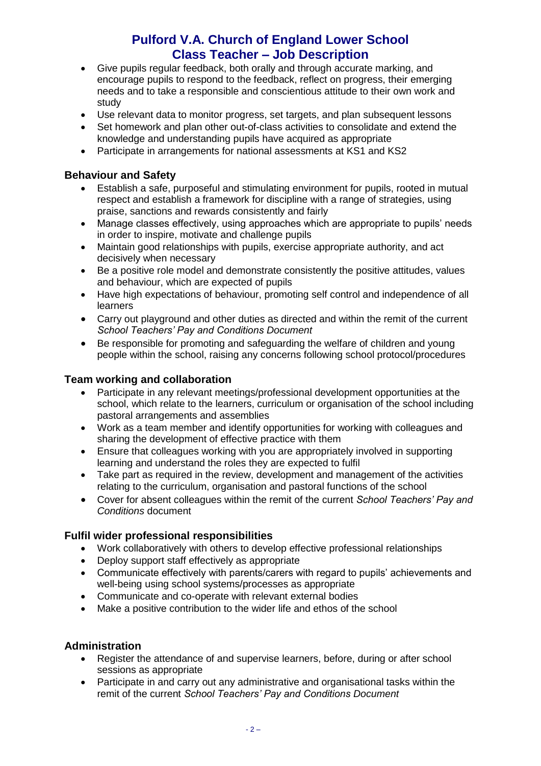# Pulford V.A. Church of England Lower School
# Class Teacher – Job Description

- Give pupils regular feedback, both orally and through accurate marking, and encourage pupils to respond to the feedback, reflect on progress, their emerging needs and to take a responsible and conscientious attitude to their own work and study
- Use relevant data to monitor progress, set targets, and plan subsequent lessons
- Set homework and plan other out-of-class activities to consolidate and extend the knowledge and understanding pupils have acquired as appropriate
- Participate in arrangements for national assessments at KS1 and KS2

## Behaviour and Safety

- Establish a safe, purposeful and stimulating environment for pupils, rooted in mutual respect and establish a framework for discipline with a range of strategies, using praise, sanctions and rewards consistently and fairly
- Manage classes effectively, using approaches which are appropriate to pupils' needs in order to inspire, motivate and challenge pupils
- Maintain good relationships with pupils, exercise appropriate authority, and act decisively when necessary
- Be a positive role model and demonstrate consistently the positive attitudes, values and behaviour, which are expected of pupils
- Have high expectations of behaviour, promoting self control and independence of all learners
- Carry out playground and other duties as directed and within the remit of the current *School Teachers' Pay and Conditions Document*
- Be responsible for promoting and safeguarding the welfare of children and young people within the school, raising any concerns following school protocol/procedures

## Team working and collaboration

- Participate in any relevant meetings/professional development opportunities at the school, which relate to the learners, curriculum or organisation of the school including pastoral arrangements and assemblies
- Work as a team member and identify opportunities for working with colleagues and sharing the development of effective practice with them
- Ensure that colleagues working with you are appropriately involved in supporting learning and understand the roles they are expected to fulfil
- Take part as required in the review, development and management of the activities relating to the curriculum, organisation and pastoral functions of the school
- Cover for absent colleagues within the remit of the current *School Teachers' Pay and Conditions* document

## Fulfil wider professional responsibilities

- Work collaboratively with others to develop effective professional relationships
- Deploy support staff effectively as appropriate
- Communicate effectively with parents/carers with regard to pupils' achievements and well-being using school systems/processes as appropriate
- Communicate and co-operate with relevant external bodies
- Make a positive contribution to the wider life and ethos of the school

## Administration

- Register the attendance of and supervise learners, before, during or after school sessions as appropriate
- Participate in and carry out any administrative and organisational tasks within the remit of the current *School Teachers' Pay and Conditions Document*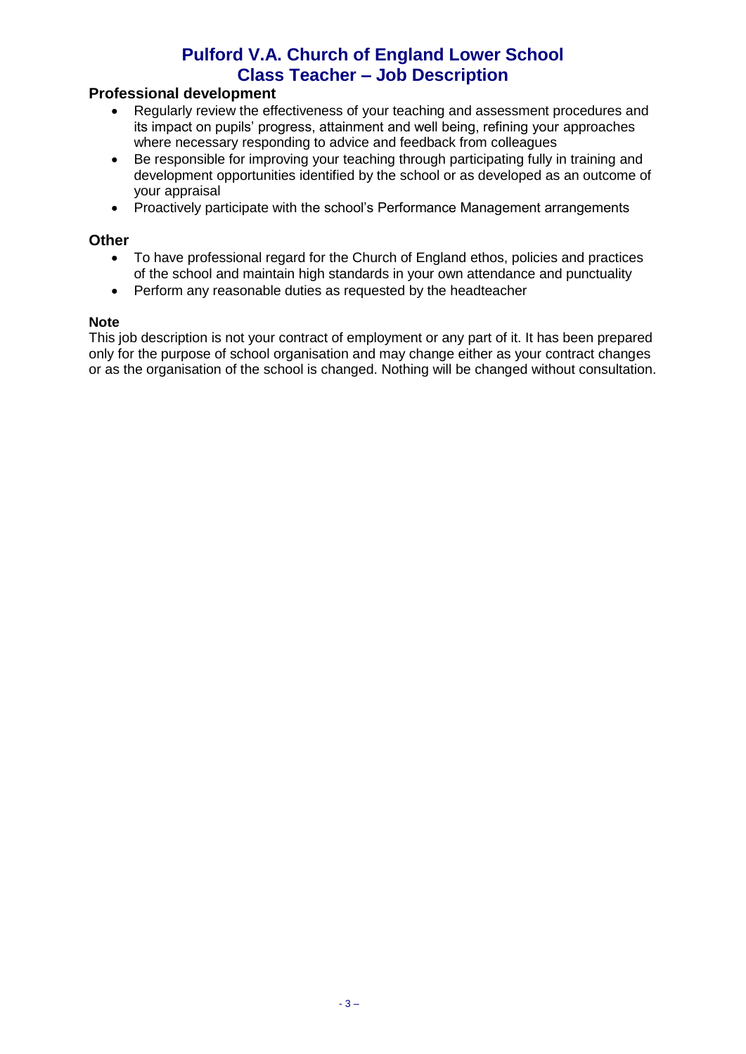# Pulford V.A. Church of England Lower School
# Class Teacher – Job Description

### Professional development

- Regularly review the effectiveness of your teaching and assessment procedures and its impact on pupils' progress, attainment and well being, refining your approaches where necessary responding to advice and feedback from colleagues
- Be responsible for improving your teaching through participating fully in training and development opportunities identified by the school or as developed as an outcome of your appraisal
- Proactively participate with the school's Performance Management arrangements

### Other

- To have professional regard for the Church of England ethos, policies and practices of the school and maintain high standards in your own attendance and punctuality
- Perform any reasonable duties as requested by the headteacher

**Note**

This job description is not your contract of employment or any part of it. It has been prepared only for the purpose of school organisation and may change either as your contract changes or as the organisation of the school is changed. Nothing will be changed without consultation.